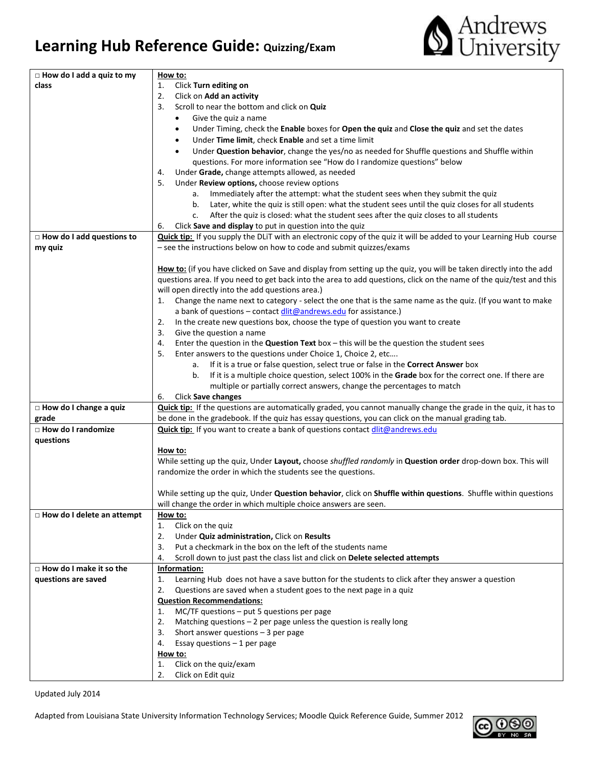# Learning Hub Reference Guide: Quizzing/Exam

Andrews University

| | |
|---|---|
| □ **How do I add a quiz to my class** | **How to:**<br>1. Click **Turn editing on**<br>2. Click on **Add an activity**<br>3. Scroll to near the bottom and click on **Quiz**<br>• Give the quiz a name<br>• Under Timing, check the **Enable** boxes for **Open the quiz** and **Close the quiz** and set the dates<br>• Under **Time limit**, check **Enable** and set a time limit<br>• Under **Question behavior**, change the yes/no as needed for Shuffle questions and Shuffle within questions. For more information see "How do I randomize questions" below<br>4. Under **Grade,** change attempts allowed, as needed<br>5. Under **Review options,** choose review options<br>a. Immediately after the attempt: what the student sees when they submit the quiz<br>b. Later, white the quiz is still open: what the student sees until the quiz closes for all students<br>c. After the quiz is closed: what the student sees after the quiz closes to all students<br>6. Click **Save and display** to put in question into the quiz |
| □ **How do I add questions to my quiz** | **Quick tip:** If you supply the DLiT with an electronic copy of the quiz it will be added to your Learning Hub course – see the instructions below on how to code and submit quizzes/exams<br><br>**How to:** (if you have clicked on Save and display from setting up the quiz, you will be taken directly into the add questions area. If you need to get back into the area to add questions, click on the name of the quiz/test and this will open directly into the add questions area.)<br>1. Change the name next to category - select the one that is the same name as the quiz. (If you want to make a bank of questions – contact dlit@andrews.edu for assistance.)<br>2. In the create new questions box, choose the type of question you want to create<br>3. Give the question a name<br>4. Enter the question in the **Question Text** box – this will be the question the student sees<br>5. Enter answers to the questions under Choice 1, Choice 2, etc….<br>a. If it is a true or false question, select true or false in the **Correct Answer** box<br>b. If it is a multiple choice question, select 100% in the **Grade** box for the correct one. If there are multiple or partially correct answers, change the percentages to match<br>6. Click **Save changes** |
| □ **How do I change a quiz grade** | **Quick tip:** If the questions are automatically graded, you cannot manually change the grade in the quiz, it has to be done in the gradebook. If the quiz has essay questions, you can click on the manual grading tab. |
| □ **How do I randomize questions** | **Quick tip:** If you want to create a bank of questions contact dlit@andrews.edu<br><br>**How to:**<br>While setting up the quiz, Under **Layout,** choose *shuffled randomly* in **Question order** drop-down box. This will randomize the order in which the students see the questions.<br><br>While setting up the quiz, Under **Question behavior**, click on **Shuffle within questions**. Shuffle within questions will change the order in which multiple choice answers are seen. |
| □ **How do I delete an attempt** | **How to:**<br>1. Click on the quiz<br>2. Under **Quiz administration,** Click on **Results**<br>3. Put a checkmark in the box on the left of the students name<br>4. Scroll down to just past the class list and click on **Delete selected attempts** |
| □ **How do I make it so the questions are saved** | **Information:**<br>1. Learning Hub does not have a save button for the students to click after they answer a question<br>2. Questions are saved when a student goes to the next page in a quiz<br>**Question Recommendations:**<br>1. MC/TF questions – put 5 questions per page<br>2. Matching questions – 2 per page unless the question is really long<br>3. Short answer questions – 3 per page<br>4. Essay questions – 1 per page<br>**How to:**<br>1. Click on the quiz/exam<br>2. Click on Edit quiz |

Updated July 2014

Adapted from Louisiana State University Information Technology Services; Moodle Quick Reference Guide, Summer 2012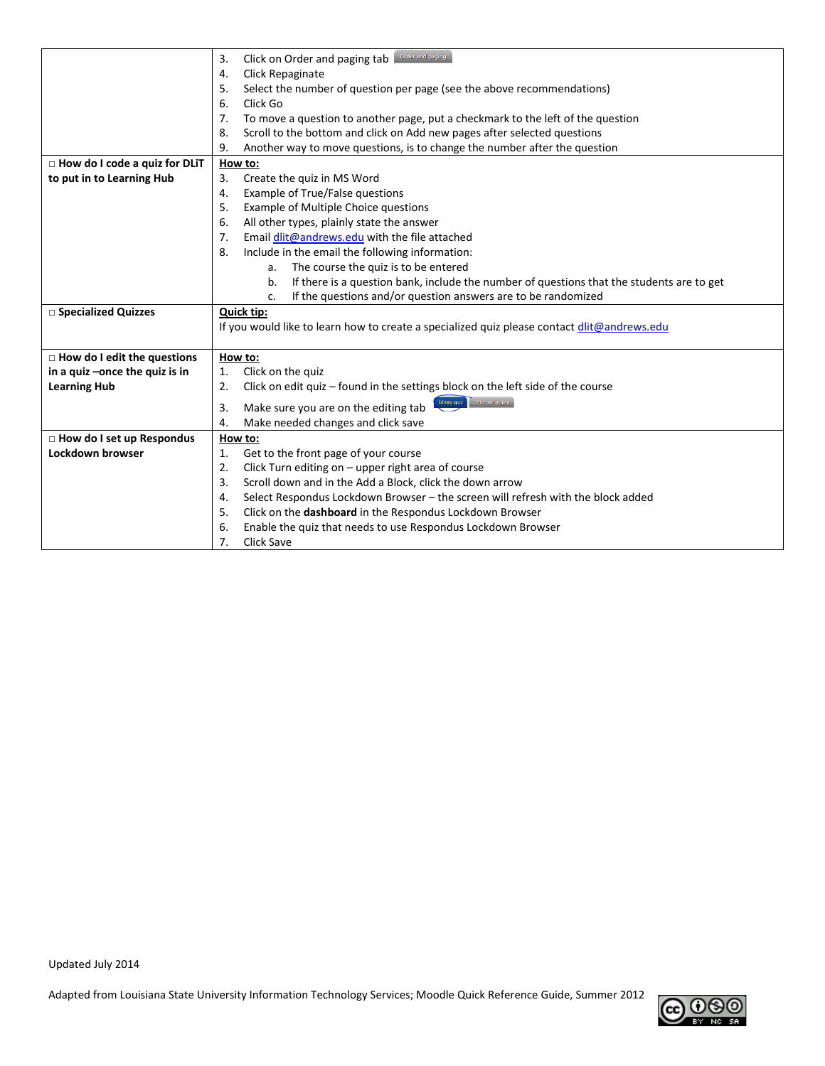| | |
|---|---|
| | 3. Click on Order and paging tab<br>4. Click Repaginate<br>5. Select the number of question per page (see the above recommendations)<br>6. Click Go<br>7. To move a question to another page, put a checkmark to the left of the question<br>8. Scroll to the bottom and click on Add new pages after selected questions<br>9. Another way to move questions, is to change the number after the question |
| □ **How do I code a quiz for DLiT to put in to Learning Hub** | **How to:**<br>3. Create the quiz in MS Word<br>4. Example of True/False questions<br>5. Example of Multiple Choice questions<br>6. All other types, plainly state the answer<br>7. Email dlit@andrews.edu with the file attached<br>8. Include in the email the following information:<br>a. The course the quiz is to be entered<br>b. If there is a question bank, include the number of questions that the students are to get<br>c. If the questions and/or question answers are to be randomized |
| □ **Specialized Quizzes** | **Quick tip:**<br>If you would like to learn how to create a specialized quiz please contact dlit@andrews.edu |
| □ **How do I edit the questions in a quiz –once the quiz is in Learning Hub** | **How to:**<br>1. Click on the quiz<br>2. Click on edit quiz – found in the settings block on the left side of the course<br>3. Make sure you are on the editing tab<br>4. Make needed changes and click save |
| □ **How do I set up Respondus Lockdown browser** | **How to:**<br>1. Get to the front page of your course<br>2. Click Turn editing on – upper right area of course<br>3. Scroll down and in the Add a Block, click the down arrow<br>4. Select Respondus Lockdown Browser – the screen will refresh with the block added<br>5. Click on the **dashboard** in the Respondus Lockdown Browser<br>6. Enable the quiz that needs to use Respondus Lockdown Browser<br>7. Click Save |

Updated July 2014

Adapted from Louisiana State University Information Technology Services; Moodle Quick Reference Guide, Summer 2012